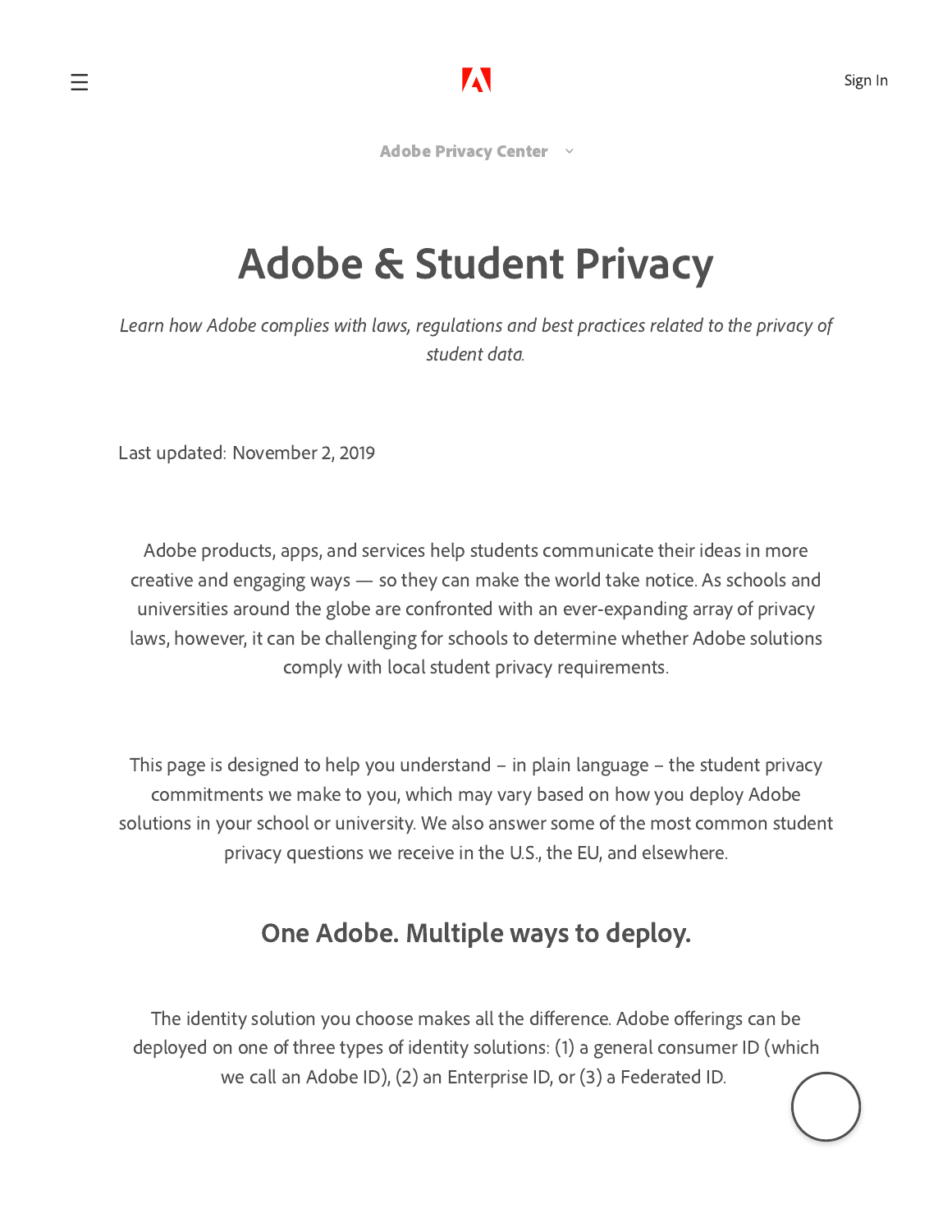# Adobe & Student Privacy

*Learn how Adobe complies with laws, regulations and best practices related to the privacy of student data.*

Last updated: November 2, 2019

Adobe products, apps, and services help students communicate their ideas in more creative and engaging ways — so they can make the world take notice. As schools and universities around the globe are confronted with an ever-expanding array of privacy laws, however, it can be challenging for schools to determine whether Adobe solutions comply with local student privacy requirements.

This page is designed to help you understand – in plain language – the student privacy commitments we make to you, which may vary based on how you deploy Adobe solutions in your school or university. We also answer some of the most common student privacy questions we receive in the U.S., the EU, and elsewhere.

## One Adobe. Multiple ways to deploy.

The identity solution you choose makes all the difference. Adobe offerings can be deployed on one of three types of identity solutions: (1) a general consumer ID (which we call an Adobe ID), (2) an Enterprise ID, or (3) a Federated ID.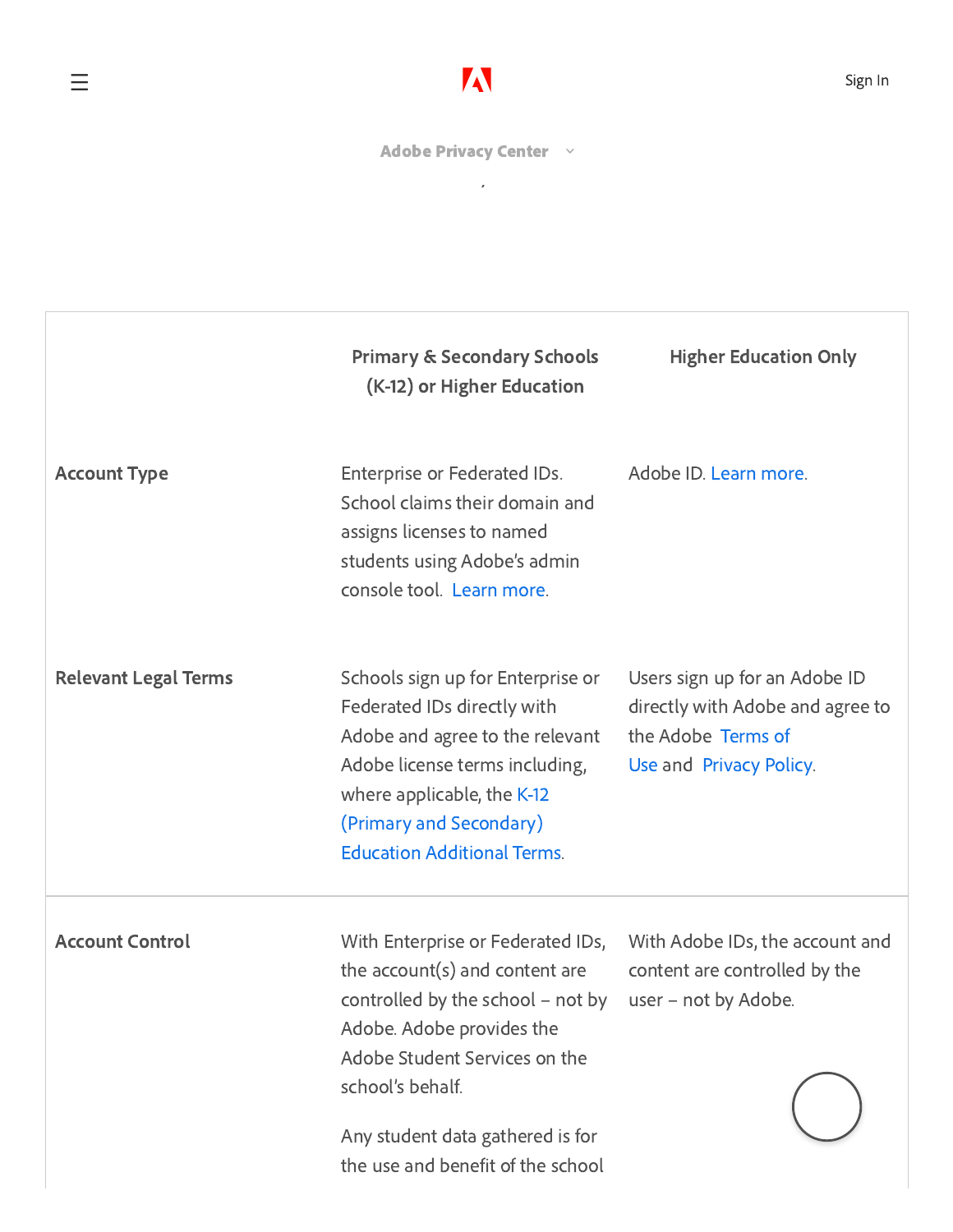| | Primary & Secondary Schools (K-12) or Higher Education | Higher Education Only |
|---|---|---|
| **Account Type** | Enterprise or Federated IDs. School claims their domain and assigns licenses to named students using Adobe's admin console tool. Learn more. | Adobe ID. Learn more. |
| **Relevant Legal Terms** | Schools sign up for Enterprise or Federated IDs directly with Adobe and agree to the relevant Adobe license terms including, where applicable, the K-12 (Primary and Secondary) Education Additional Terms. | Users sign up for an Adobe ID directly with Adobe and agree to the Adobe Terms of Use and Privacy Policy. |
| **Account Control** | With Enterprise or Federated IDs, the account(s) and content are controlled by the school – not by Adobe. Adobe provides the Adobe Student Services on the school's behalf.<br><br>Any student data gathered is for the use and benefit of the school | With Adobe IDs, the account and content are controlled by the user – not by Adobe. |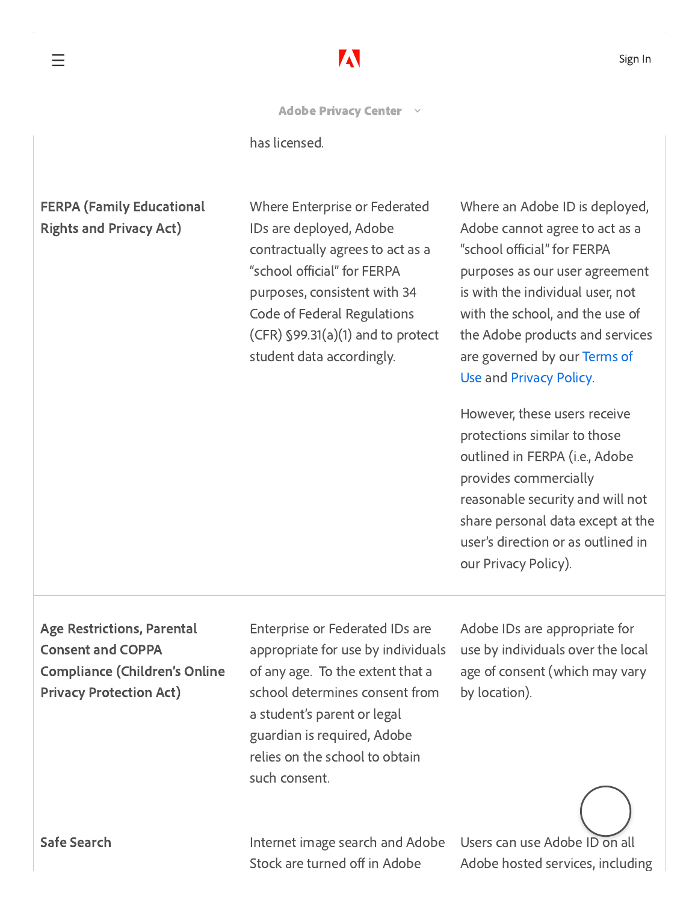has licensed.

| | | |
|---|---|---|
| **FERPA (Family Educational Rights and Privacy Act)** | Where Enterprise or Federated IDs are deployed, Adobe contractually agrees to act as a "school official" for FERPA purposes, consistent with 34 Code of Federal Regulations (CFR) §99.31(a)(1) and to protect student data accordingly. | Where an Adobe ID is deployed, Adobe cannot agree to act as a "school official" for FERPA purposes as our user agreement is with the individual user, not with the school, and the use of the Adobe products and services are governed by our Terms of Use and Privacy Policy. However, these users receive protections similar to those outlined in FERPA (i.e., Adobe provides commercially reasonable security and will not share personal data except at the user's direction or as outlined in our Privacy Policy). |
| **Age Restrictions, Parental Consent and COPPA Compliance (Children's Online Privacy Protection Act)** | Enterprise or Federated IDs are appropriate for use by individuals of any age. To the extent that a school determines consent from a student's parent or legal guardian is required, Adobe relies on the school to obtain such consent. | Adobe IDs are appropriate for use by individuals over the local age of consent (which may vary by location). |
| **Safe Search** | Internet image search and Adobe Stock are turned off in Adobe | Users can use Adobe ID on all Adobe hosted services, including |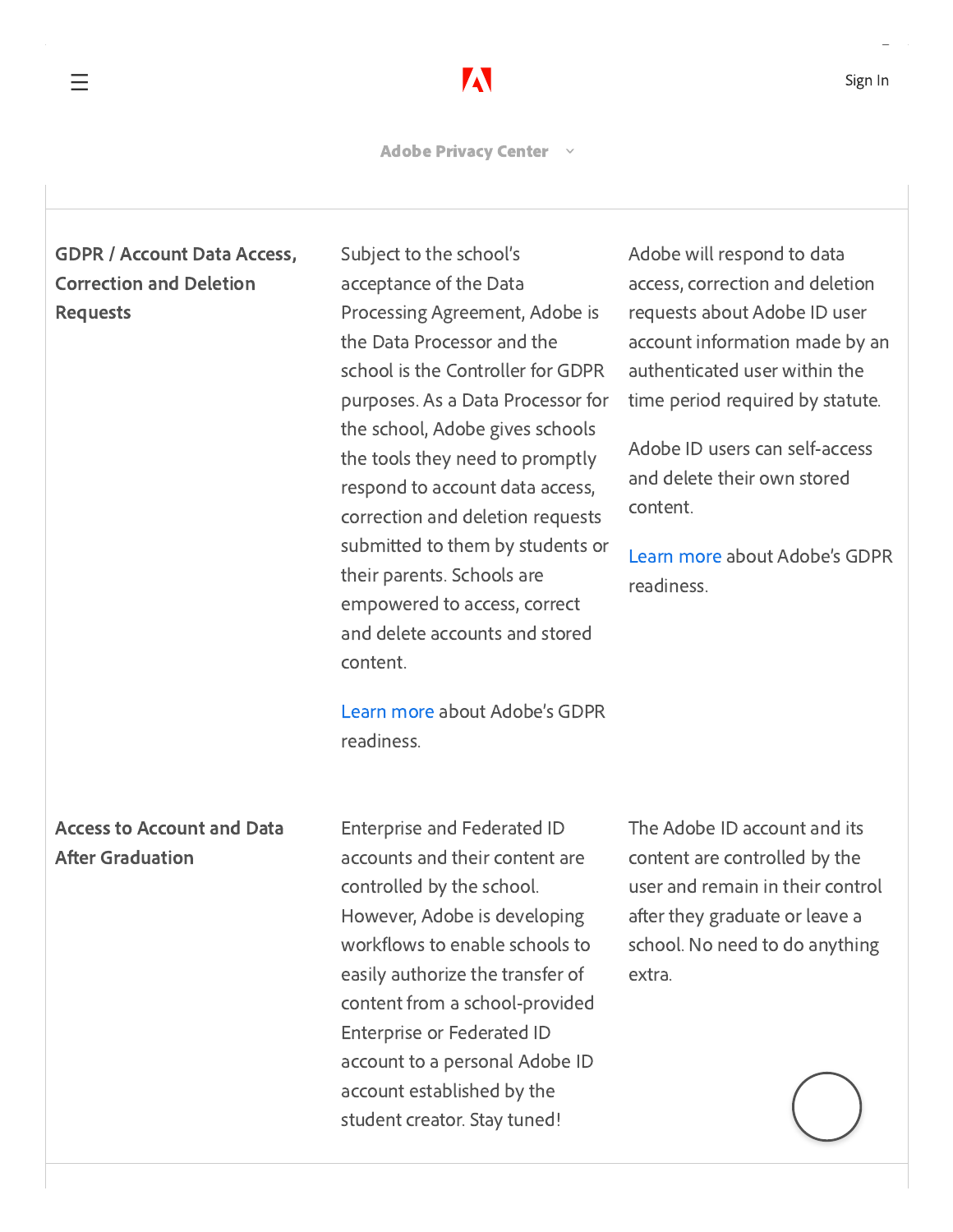| | | |
|---|---|---|
| **GDPR / Account Data Access, Correction and Deletion Requests** | Subject to the school's acceptance of the Data Processing Agreement, Adobe is the Data Processor and the school is the Controller for GDPR purposes. As a Data Processor for the school, Adobe gives schools the tools they need to promptly respond to account data access, correction and deletion requests submitted to them by students or their parents. Schools are empowered to access, correct and delete accounts and stored content.<br><br>Learn more about Adobe's GDPR readiness. | Adobe will respond to data access, correction and deletion requests about Adobe ID user account information made by an authenticated user within the time period required by statute.<br><br>Adobe ID users can self-access and delete their own stored content.<br><br>Learn more about Adobe's GDPR readiness. |
| **Access to Account and Data After Graduation** | Enterprise and Federated ID accounts and their content are controlled by the school. However, Adobe is developing workflows to enable schools to easily authorize the transfer of content from a school-provided Enterprise or Federated ID account to a personal Adobe ID account established by the student creator. Stay tuned! | The Adobe ID account and its content are controlled by the user and remain in their control after they graduate or leave a school. No need to do anything extra. |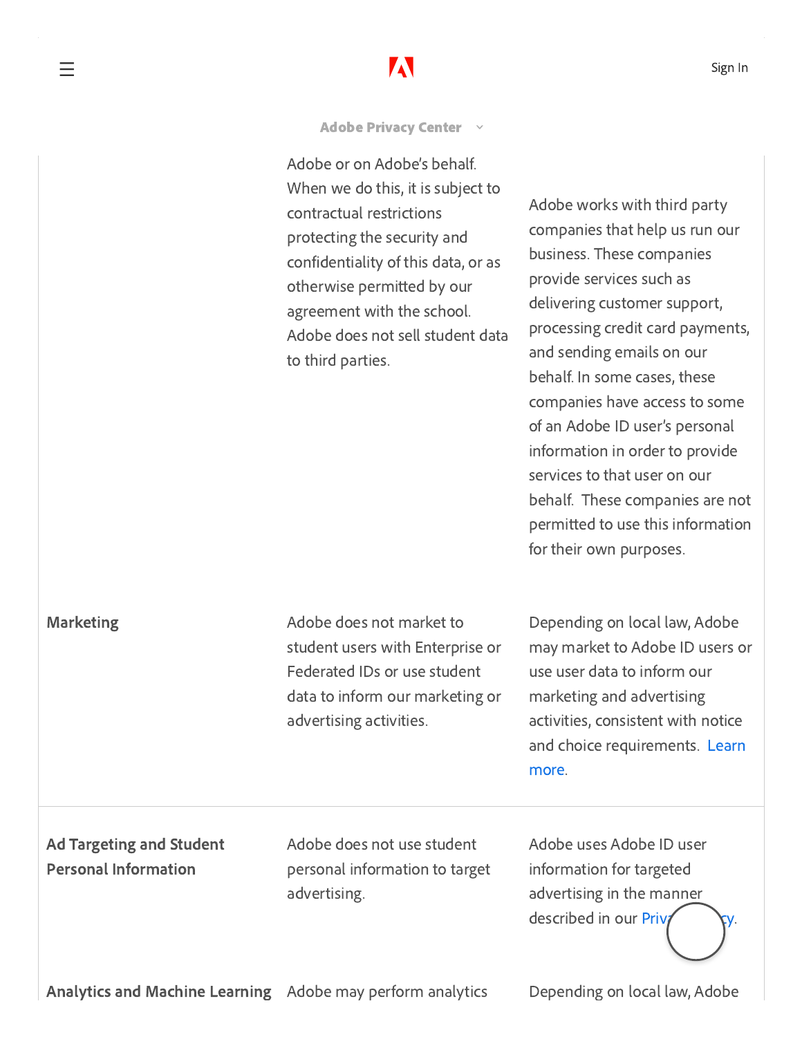| | | |
|---|---|---|
| | Adobe or on Adobe's behalf. When we do this, it is subject to contractual restrictions protecting the security and confidentiality of this data, or as otherwise permitted by our agreement with the school. Adobe does not sell student data to third parties. | Adobe works with third party companies that help us run our business. These companies provide services such as delivering customer support, processing credit card payments, and sending emails on our behalf. In some cases, these companies have access to some of an Adobe ID user's personal information in order to provide services to that user on our behalf. These companies are not permitted to use this information for their own purposes. |
| **Marketing** | Adobe does not market to student users with Enterprise or Federated IDs or use student data to inform our marketing or advertising activities. | Depending on local law, Adobe may market to Adobe ID users or use user data to inform our marketing and advertising activities, consistent with notice and choice requirements. Learn more. |
| **Ad Targeting and Student Personal Information** | Adobe does not use student personal information to target advertising. | Adobe uses Adobe ID user information for targeted advertising in the manner described in our Privacy Policy. |
| **Analytics and Machine Learning** | Adobe may perform analytics | Depending on local law, Adobe |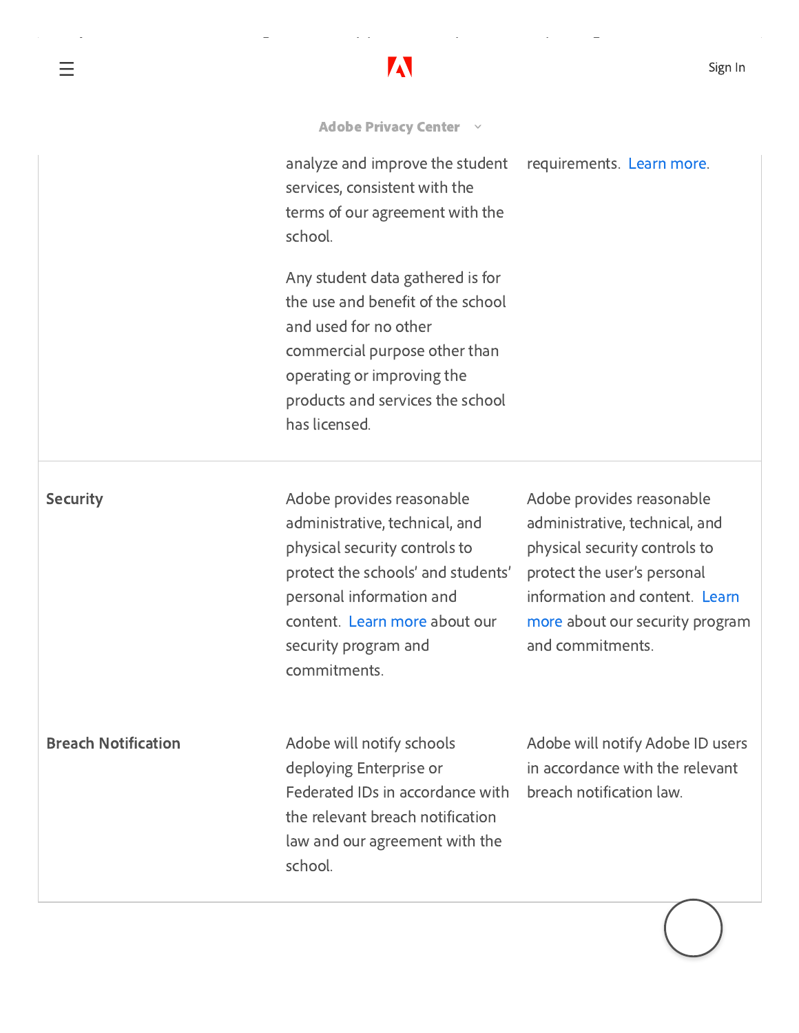| | | |
|---|---|---|
| | analyze and improve the student services, consistent with the terms of our agreement with the school.<br><br>Any student data gathered is for the use and benefit of the school and used for no other commercial purpose other than operating or improving the products and services the school has licensed. | requirements. Learn more. |
| **Security** | Adobe provides reasonable administrative, technical, and physical security controls to protect the schools' and students' personal information and content. Learn more about our security program and commitments. | Adobe provides reasonable administrative, technical, and physical security controls to protect the user's personal information and content. Learn more about our security program and commitments. |
| **Breach Notification** | Adobe will notify schools deploying Enterprise or Federated IDs in accordance with the relevant breach notification law and our agreement with the school. | Adobe will notify Adobe ID users in accordance with the relevant breach notification law. |